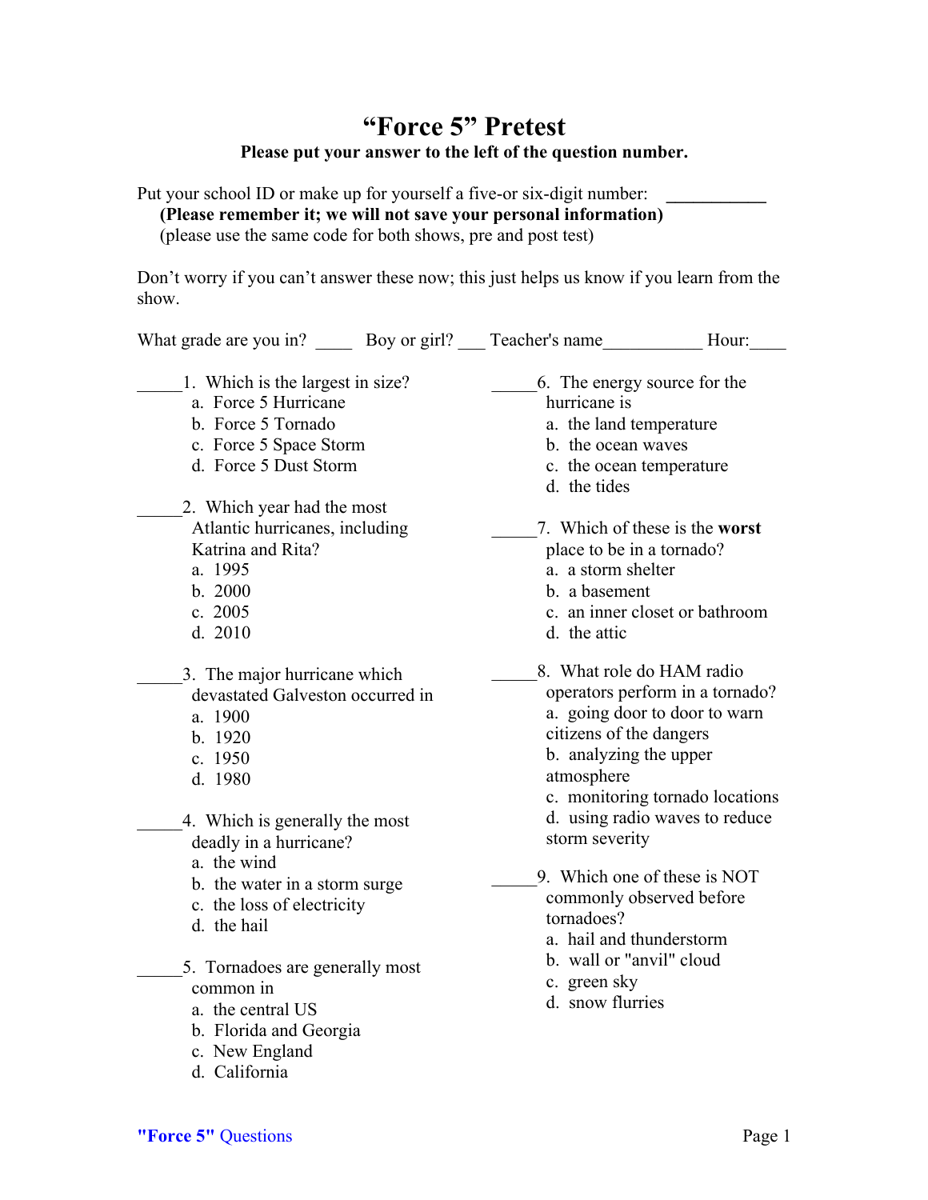# "Force 5" Pretest

**Please put your answer to the left of the question number.**

Put your school ID or make up for yourself a five-or six-digit number: ___________

**(Please remember it; we will not save your personal information)**

(please use the same code for both shows, pre and post test)

Don't worry if you can't answer these now; this just helps us know if you learn from the show.

What grade are you in? ____ Boy or girl? ___ Teacher's name___________ Hour:____

_____1. Which is the largest in size?
- a. Force 5 Hurricane
- b. Force 5 Tornado
- c. Force 5 Space Storm
- d. Force 5 Dust Storm

_____2. Which year had the most Atlantic hurricanes, including Katrina and Rita?
- a. 1995
- b. 2000
- c. 2005
- d. 2010

_____3. The major hurricane which devastated Galveston occurred in
- a. 1900
- b. 1920
- c. 1950
- d. 1980

_____4. Which is generally the most deadly in a hurricane?
- a. the wind
- b. the water in a storm surge
- c. the loss of electricity
- d. the hail

_____5. Tornadoes are generally most common in
- a. the central US
- b. Florida and Georgia
- c. New England
- d. California

_____6. The energy source for the hurricane is
- a. the land temperature
- b. the ocean waves
- c. the ocean temperature
- d. the tides

_____7. Which of these is the **worst** place to be in a tornado?
- a. a storm shelter
- b. a basement
- c. an inner closet or bathroom
- d. the attic

_____8. What role do HAM radio operators perform in a tornado?
- a. going door to door to warn citizens of the dangers
- b. analyzing the upper atmosphere
- c. monitoring tornado locations
- d. using radio waves to reduce storm severity

_____9. Which one of these is NOT commonly observed before tornadoes?
- a. hail and thunderstorm
- b. wall or "anvil" cloud
- c. green sky
- d. snow flurries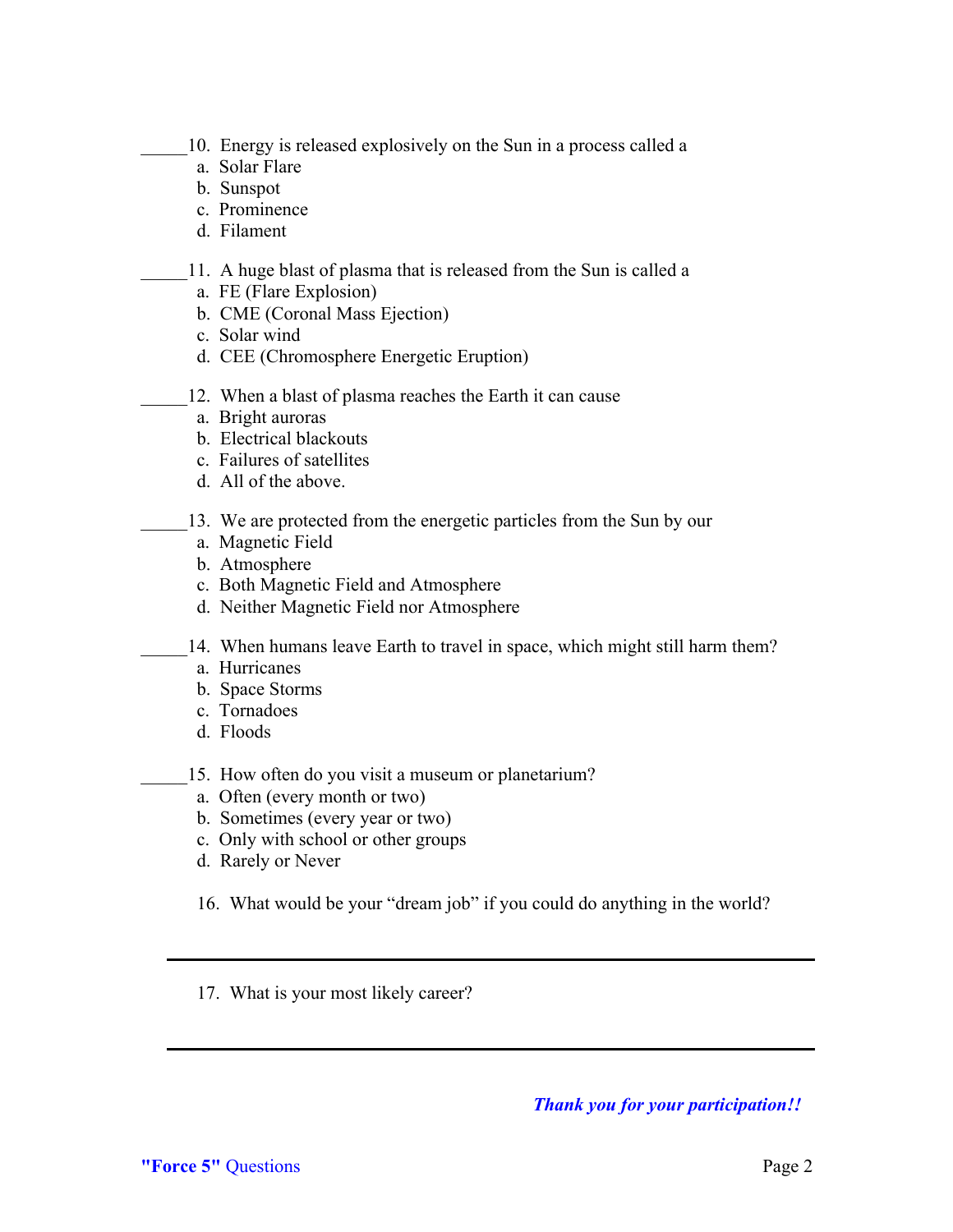_____10. Energy is released explosively on the Sun in a process called a

a. Solar Flare
b. Sunspot
c. Prominence
d. Filament

_____11. A huge blast of plasma that is released from the Sun is called a

a. FE (Flare Explosion)
b. CME (Coronal Mass Ejection)
c. Solar wind
d. CEE (Chromosphere Energetic Eruption)

_____12. When a blast of plasma reaches the Earth it can cause

a. Bright auroras
b. Electrical blackouts
c. Failures of satellites
d. All of the above.

_____13. We are protected from the energetic particles from the Sun by our

a. Magnetic Field
b. Atmosphere
c. Both Magnetic Field and Atmosphere
d. Neither Magnetic Field nor Atmosphere

_____14. When humans leave Earth to travel in space, which might still harm them?

a. Hurricanes
b. Space Storms
c. Tornadoes
d. Floods

_____15. How often do you visit a museum or planetarium?

a. Often (every month or two)
b. Sometimes (every year or two)
c. Only with school or other groups
d. Rarely or Never

16. What would be your "dream job" if you could do anything in the world?

______________________________________________

17. What is your most likely career?

______________________________________________

***Thank you for your participation!!***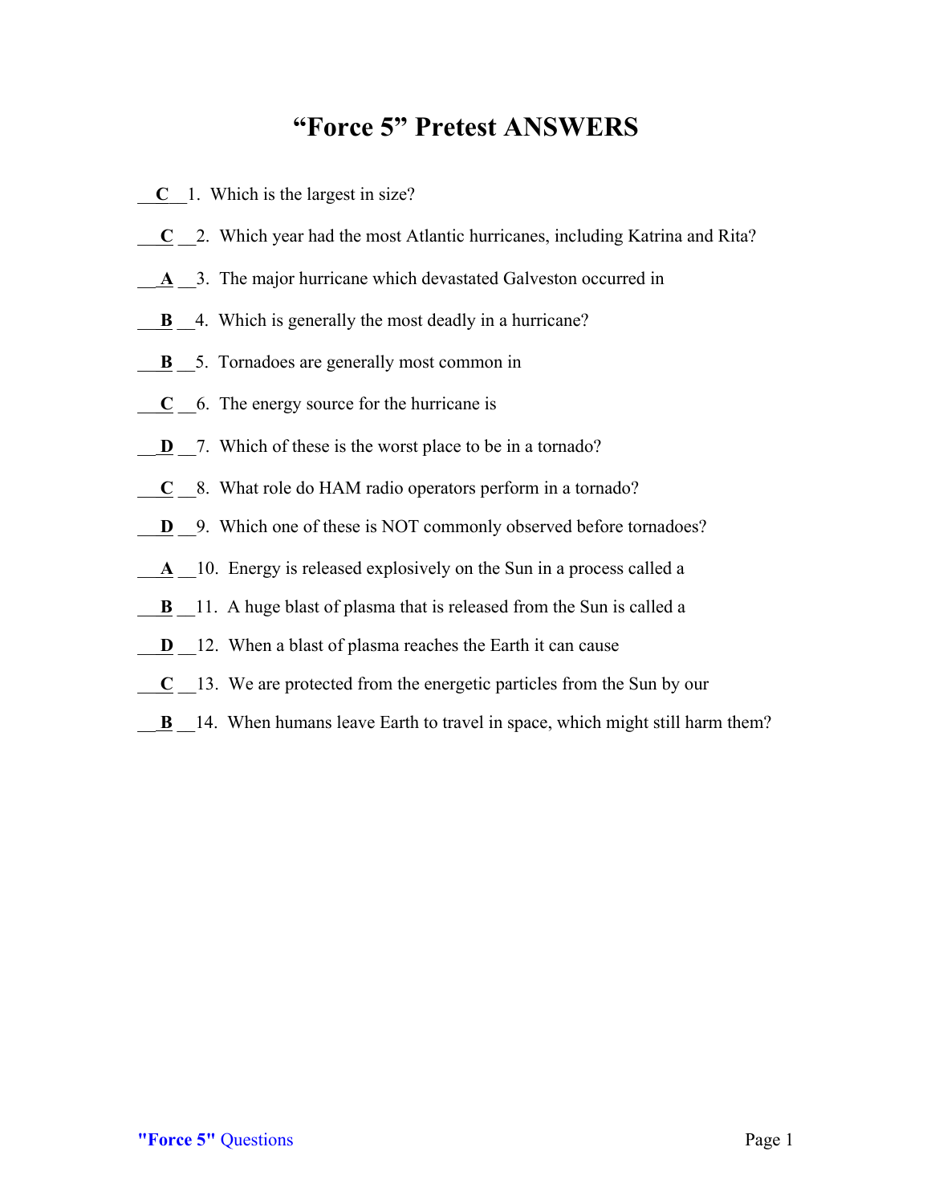# "Force 5" Pretest ANSWERS

__**C**__ 1. Which is the largest in size?

__**C**__ 2. Which year had the most Atlantic hurricanes, including Katrina and Rita?

__**A**__ 3. The major hurricane which devastated Galveston occurred in

__**B**__ 4. Which is generally the most deadly in a hurricane?

__**B**__ 5. Tornadoes are generally most common in

__**C**__ 6. The energy source for the hurricane is

__**D**__ 7. Which of these is the worst place to be in a tornado?

__**C**__ 8. What role do HAM radio operators perform in a tornado?

__**D**__ 9. Which one of these is NOT commonly observed before tornadoes?

__**A**__ 10. Energy is released explosively on the Sun in a process called a

__**B**__ 11. A huge blast of plasma that is released from the Sun is called a

__**D**__ 12. When a blast of plasma reaches the Earth it can cause

__**C**__ 13. We are protected from the energetic particles from the Sun by our

__**B**__ 14. When humans leave Earth to travel in space, which might still harm them?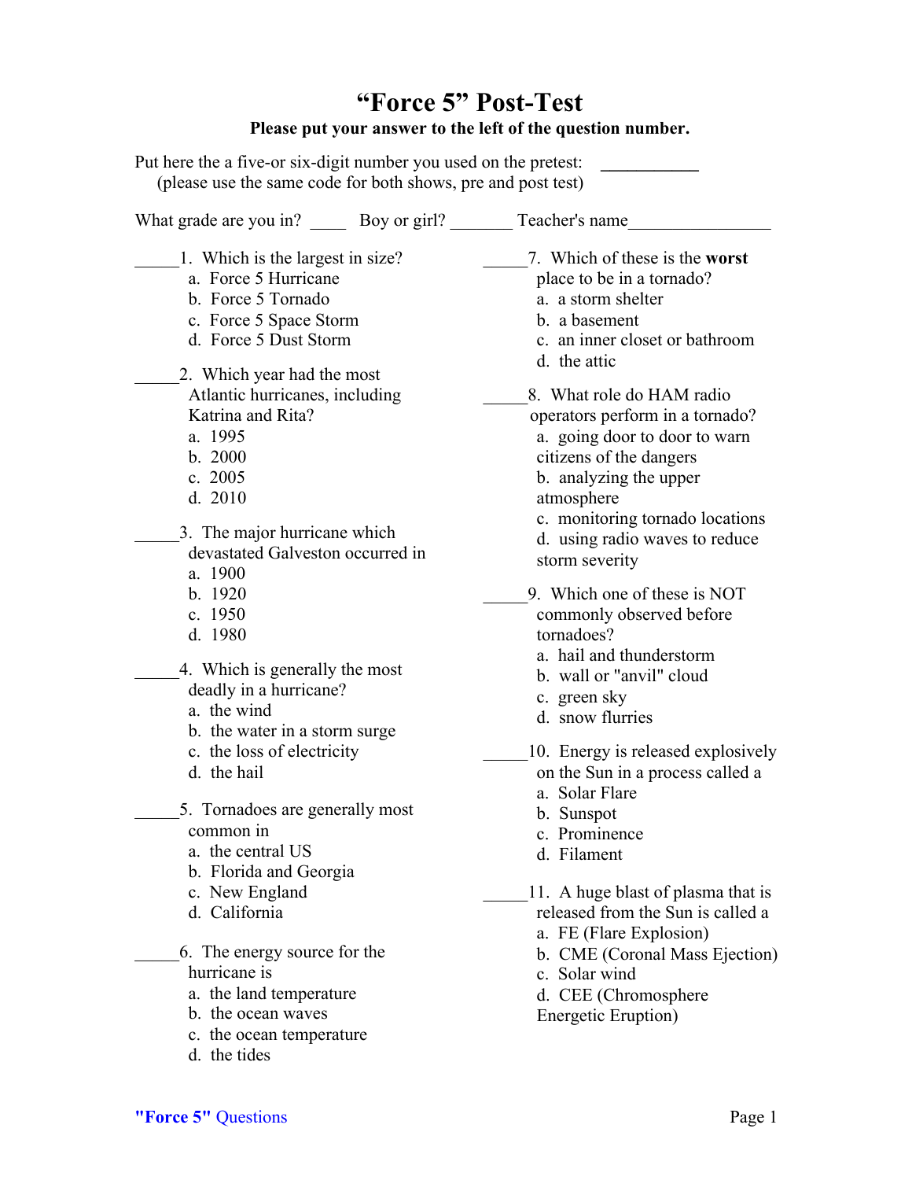# "Force 5" Post-Test

**Please put your answer to the left of the question number.**

Put here the a five-or six-digit number you used on the pretest: \_\_\_\_\_\_\_\_\_\_\_
(please use the same code for both shows, pre and post test)

What grade are you in? \_\_\_\_ Boy or girl? \_\_\_\_\_\_\_ Teacher's name\_\_\_\_\_\_\_\_\_\_\_\_\_\_\_\_

\_\_\_\_\_1. Which is the largest in size?
- a. Force 5 Hurricane
- b. Force 5 Tornado
- c. Force 5 Space Storm
- d. Force 5 Dust Storm

\_\_\_\_\_2. Which year had the most Atlantic hurricanes, including Katrina and Rita?
- a. 1995
- b. 2000
- c. 2005
- d. 2010

\_\_\_\_\_3. The major hurricane which devastated Galveston occurred in
- a. 1900
- b. 1920
- c. 1950
- d. 1980

\_\_\_\_\_4. Which is generally the most deadly in a hurricane?
- a. the wind
- b. the water in a storm surge
- c. the loss of electricity
- d. the hail

\_\_\_\_\_5. Tornadoes are generally most common in
- a. the central US
- b. Florida and Georgia
- c. New England
- d. California

\_\_\_\_\_6. The energy source for the hurricane is
- a. the land temperature
- b. the ocean waves
- c. the ocean temperature
- d. the tides

\_\_\_\_\_7. Which of these is the **worst** place to be in a tornado?
- a. a storm shelter
- b. a basement
- c. an inner closet or bathroom
- d. the attic

\_\_\_\_\_8. What role do HAM radio operators perform in a tornado?
- a. going door to door to warn citizens of the dangers
- b. analyzing the upper atmosphere
- c. monitoring tornado locations
- d. using radio waves to reduce storm severity

\_\_\_\_\_9. Which one of these is NOT commonly observed before tornadoes?
- a. hail and thunderstorm
- b. wall or "anvil" cloud
- c. green sky
- d. snow flurries

\_\_\_\_\_10. Energy is released explosively on the Sun in a process called a
- a. Solar Flare
- b. Sunspot
- c. Prominence
- d. Filament

\_\_\_\_\_11. A huge blast of plasma that is released from the Sun is called a
- a. FE (Flare Explosion)
- b. CME (Coronal Mass Ejection)
- c. Solar wind
- d. CEE (Chromosphere Energetic Eruption)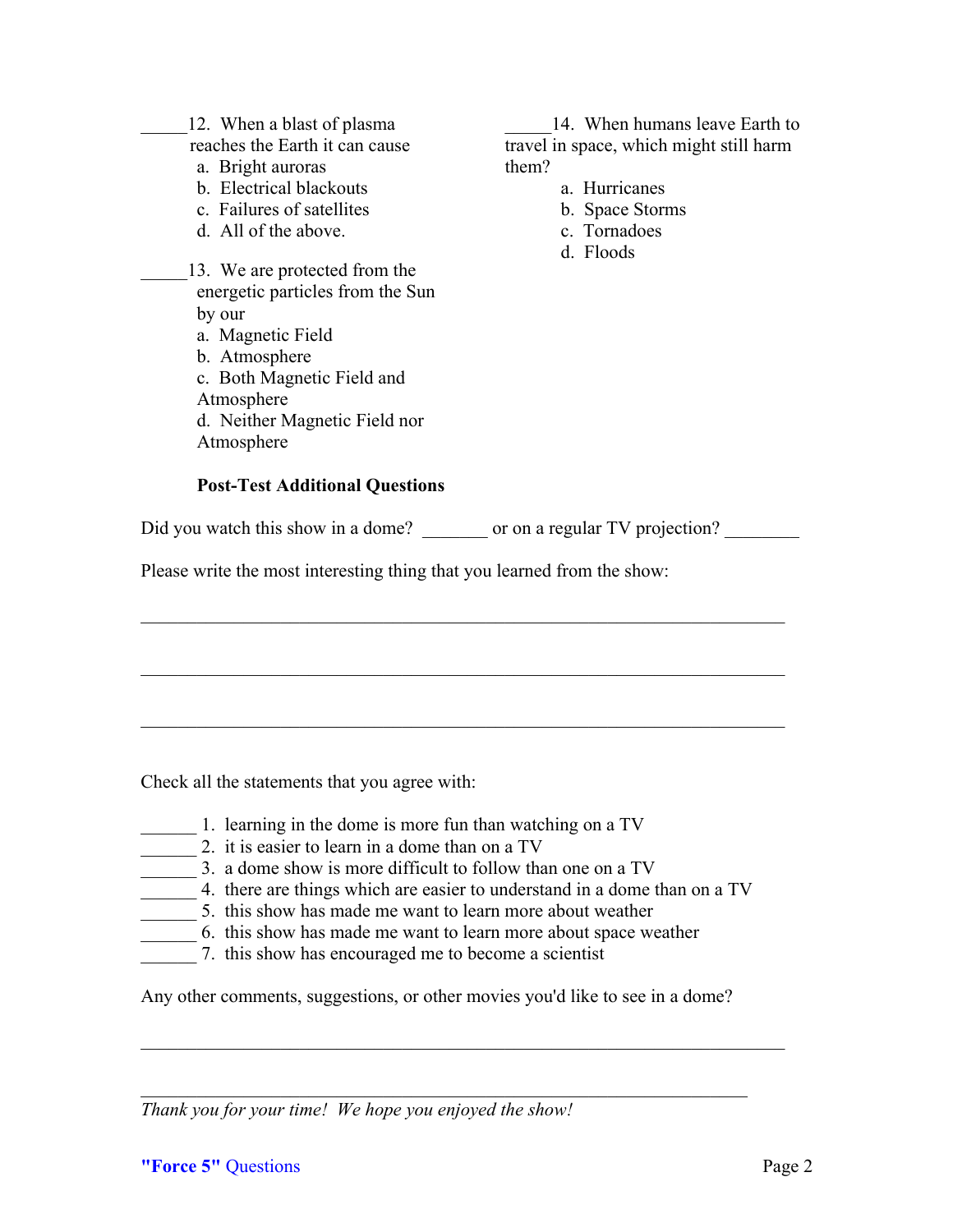_____12. When a blast of plasma reaches the Earth it can cause

a. Bright auroras
b. Electrical blackouts
c. Failures of satellites
d. All of the above.

_____13. We are protected from the energetic particles from the Sun by our

a. Magnetic Field
b. Atmosphere
c. Both Magnetic Field and Atmosphere
d. Neither Magnetic Field nor Atmosphere

_____14. When humans leave Earth to travel in space, which might still harm them?

a. Hurricanes
b. Space Storms
c. Tornadoes
d. Floods

**Post-Test Additional Questions**

Did you watch this show in a dome? _______ or on a regular TV projection? ________

Please write the most interesting thing that you learned from the show:

______________________________________________________________________

______________________________________________________________________

______________________________________________________________________

Check all the statements that you agree with:

______ 1. learning in the dome is more fun than watching on a TV
______ 2. it is easier to learn in a dome than on a TV
______ 3. a dome show is more difficult to follow than one on a TV
______ 4. there are things which are easier to understand in a dome than on a TV
______ 5. this show has made me want to learn more about weather
______ 6. this show has made me want to learn more about space weather
______ 7. this show has encouraged me to become a scientist

Any other comments, suggestions, or other movies you'd like to see in a dome?

______________________________________________________________________

______________________________________________________________________

*Thank you for your time! We hope you enjoyed the show!*